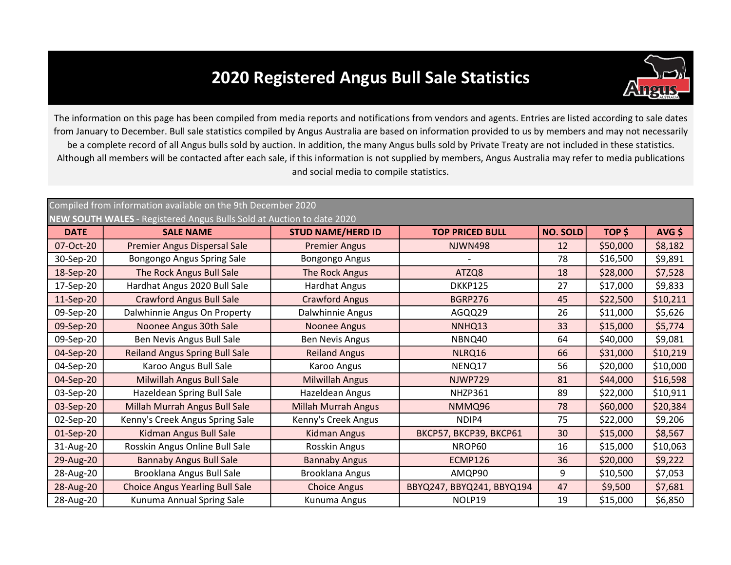# 2020 Registered Angus Bull Sale Statistics

The information on this page has been compiled from media reports and notifications from vendors and agents. Entries are listed according to sale dates from January to December. Bull sale statistics compiled by Angus Australia are based on information provided to us by members and may not necessarily be a complete record of all Angus bulls sold by auction. In addition, the many Angus bulls sold by Private Treaty are not included in these statistics. Although all members will be contacted after each sale, if this information is not supplied by members, Angus Australia may refer to media publications and social media to compile statistics.

Compiled from information available on the 9th December 2020

**NEW SOUTH WALES** - Registered Angus Bulls Sold at Auction to date 2020

| DATE | SALE NAME | STUD NAME/HERD ID | TOP PRICED BULL | NO. SOLD | TOP $ | AVG $ |
|---|---|---|---|---|---|---|
| 07-Oct-20 | Premier Angus Dispersal Sale | Premier Angus | NJWN498 | 12 | $50,000 | $8,182 |
| 30-Sep-20 | Bongongo Angus Spring Sale | Bongongo Angus | - | 78 | $16,500 | $9,891 |
| 18-Sep-20 | The Rock Angus Bull Sale | The Rock Angus | ATZQ8 | 18 | $28,000 | $7,528 |
| 17-Sep-20 | Hardhat Angus 2020 Bull Sale | Hardhat Angus | DKKP125 | 27 | $17,000 | $9,833 |
| 11-Sep-20 | Crawford Angus Bull Sale | Crawford Angus | BGRP276 | 45 | $22,500 | $10,211 |
| 09-Sep-20 | Dalwhinnie Angus On Property | Dalwhinnie Angus | AGQQ29 | 26 | $11,000 | $5,626 |
| 09-Sep-20 | Noonee Angus 30th Sale | Noonee Angus | NNHQ13 | 33 | $15,000 | $5,774 |
| 09-Sep-20 | Ben Nevis Angus Bull Sale | Ben Nevis Angus | NBNQ40 | 64 | $40,000 | $9,081 |
| 04-Sep-20 | Reiland Angus Spring Bull Sale | Reiland Angus | NLRQ16 | 66 | $31,000 | $10,219 |
| 04-Sep-20 | Karoo Angus Bull Sale | Karoo Angus | NENQ17 | 56 | $20,000 | $10,000 |
| 04-Sep-20 | Milwillah Angus Bull Sale | Milwillah Angus | NJWP729 | 81 | $44,000 | $16,598 |
| 03-Sep-20 | Hazeldean Spring Bull Sale | Hazeldean Angus | NHZP361 | 89 | $22,000 | $10,911 |
| 03-Sep-20 | Millah Murrah Angus Bull Sale | Millah Murrah Angus | NMMQ96 | 78 | $60,000 | $20,384 |
| 02-Sep-20 | Kenny's Creek Angus Spring Sale | Kenny's Creek Angus | NDIP4 | 75 | $22,000 | $9,206 |
| 01-Sep-20 | Kidman Angus Bull Sale | Kidman Angus | BKCP57, BKCP39, BKCP61 | 30 | $15,000 | $8,567 |
| 31-Aug-20 | Rosskin Angus Online Bull Sale | Rosskin Angus | NROP60 | 16 | $15,000 | $10,063 |
| 29-Aug-20 | Bannaby Angus Bull Sale | Bannaby Angus | ECMP126 | 36 | $20,000 | $9,222 |
| 28-Aug-20 | Brooklana Angus Bull Sale | Brooklana Angus | AMQP90 | 9 | $10,500 | $7,053 |
| 28-Aug-20 | Choice Angus Yearling Bull Sale | Choice Angus | BBYQ247, BBYQ241, BBYQ194 | 47 | $9,500 | $7,681 |
| 28-Aug-20 | Kunuma Annual Spring Sale | Kunuma Angus | NOLP19 | 19 | $15,000 | $6,850 |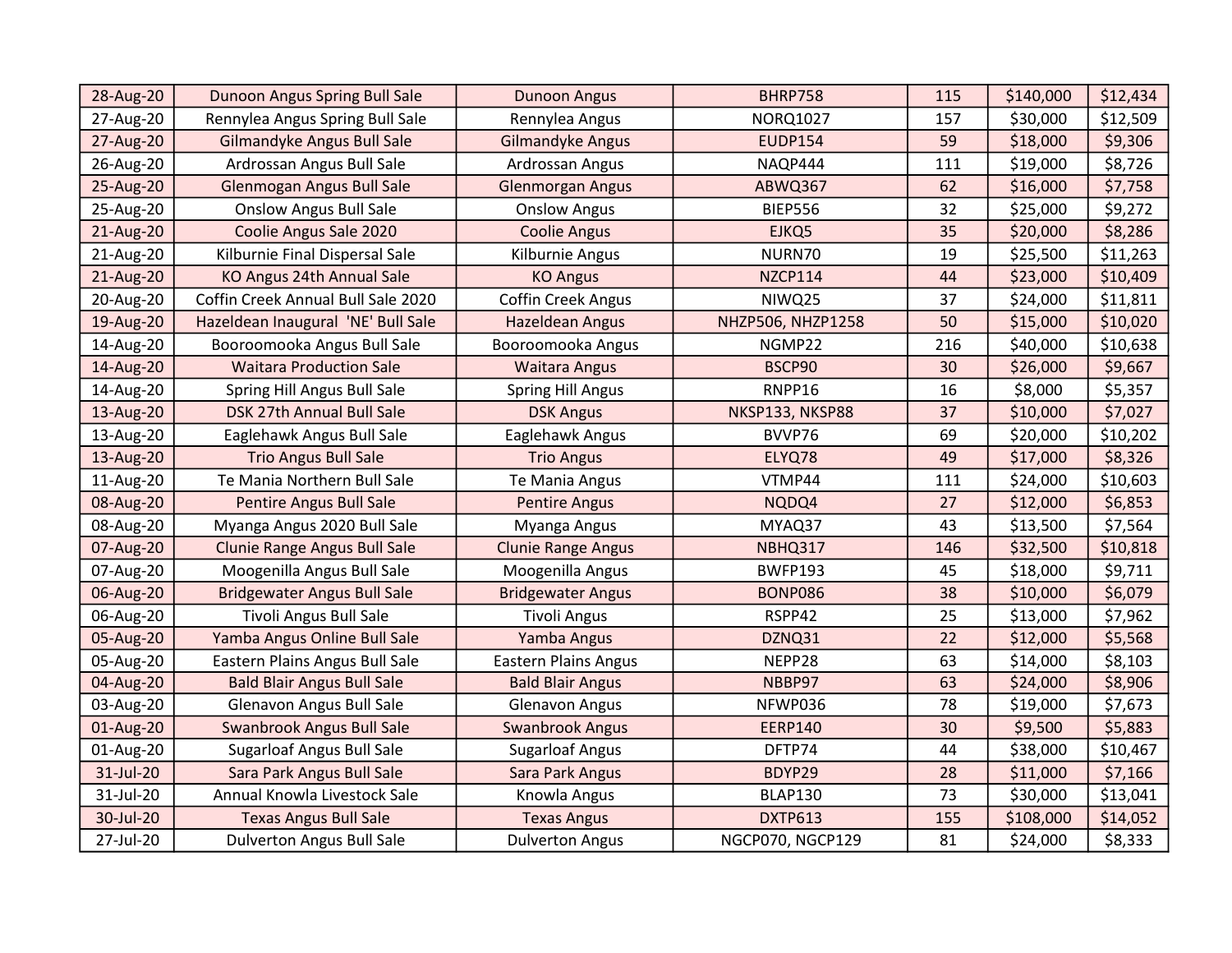| | | | | | | |
|---|---|---|---|---|---|---|
| 28-Aug-20 | Dunoon Angus Spring Bull Sale | Dunoon Angus | BHRP758 | 115 | $140,000 | $12,434 |
| 27-Aug-20 | Rennylea Angus Spring Bull Sale | Rennylea Angus | NORQ1027 | 157 | $30,000 | $12,509 |
| 27-Aug-20 | Gilmandyke Angus Bull Sale | Gilmandyke Angus | EUDP154 | 59 | $18,000 | $9,306 |
| 26-Aug-20 | Ardrossan Angus Bull Sale | Ardrossan Angus | NAQP444 | 111 | $19,000 | $8,726 |
| 25-Aug-20 | Glenmogan Angus Bull Sale | Glenmorgan Angus | ABWQ367 | 62 | $16,000 | $7,758 |
| 25-Aug-20 | Onslow Angus Bull Sale | Onslow Angus | BIEP556 | 32 | $25,000 | $9,272 |
| 21-Aug-20 | Coolie Angus Sale 2020 | Coolie Angus | EJKQ5 | 35 | $20,000 | $8,286 |
| 21-Aug-20 | Kilburnie Final Dispersal Sale | Kilburnie Angus | NURN70 | 19 | $25,500 | $11,263 |
| 21-Aug-20 | KO Angus 24th Annual Sale | KO Angus | NZCP114 | 44 | $23,000 | $10,409 |
| 20-Aug-20 | Coffin Creek Annual Bull Sale 2020 | Coffin Creek Angus | NIWQ25 | 37 | $24,000 | $11,811 |
| 19-Aug-20 | Hazeldean Inaugural 'NE' Bull Sale | Hazeldean Angus | NHZP506, NHZP1258 | 50 | $15,000 | $10,020 |
| 14-Aug-20 | Booroomooka Angus Bull Sale | Booroomooka Angus | NGMP22 | 216 | $40,000 | $10,638 |
| 14-Aug-20 | Waitara Production Sale | Waitara Angus | BSCP90 | 30 | $26,000 | $9,667 |
| 14-Aug-20 | Spring Hill Angus Bull Sale | Spring Hill Angus | RNPP16 | 16 | $8,000 | $5,357 |
| 13-Aug-20 | DSK 27th Annual Bull Sale | DSK Angus | NKSP133, NKSP88 | 37 | $10,000 | $7,027 |
| 13-Aug-20 | Eaglehawk Angus Bull Sale | Eaglehawk Angus | BVVP76 | 69 | $20,000 | $10,202 |
| 13-Aug-20 | Trio Angus Bull Sale | Trio Angus | ELYQ78 | 49 | $17,000 | $8,326 |
| 11-Aug-20 | Te Mania Northern Bull Sale | Te Mania Angus | VTMP44 | 111 | $24,000 | $10,603 |
| 08-Aug-20 | Pentire Angus Bull Sale | Pentire Angus | NQDQ4 | 27 | $12,000 | $6,853 |
| 08-Aug-20 | Myanga Angus 2020 Bull Sale | Myanga Angus | MYAQ37 | 43 | $13,500 | $7,564 |
| 07-Aug-20 | Clunie Range Angus Bull Sale | Clunie Range Angus | NBHQ317 | 146 | $32,500 | $10,818 |
| 07-Aug-20 | Moogenilla Angus Bull Sale | Moogenilla Angus | BWFP193 | 45 | $18,000 | $9,711 |
| 06-Aug-20 | Bridgewater Angus Bull Sale | Bridgewater Angus | BONP086 | 38 | $10,000 | $6,079 |
| 06-Aug-20 | Tivoli Angus Bull Sale | Tivoli Angus | RSPP42 | 25 | $13,000 | $7,962 |
| 05-Aug-20 | Yamba Angus Online Bull Sale | Yamba Angus | DZNQ31 | 22 | $12,000 | $5,568 |
| 05-Aug-20 | Eastern Plains Angus Bull Sale | Eastern Plains Angus | NEPP28 | 63 | $14,000 | $8,103 |
| 04-Aug-20 | Bald Blair Angus Bull Sale | Bald Blair Angus | NBBP97 | 63 | $24,000 | $8,906 |
| 03-Aug-20 | Glenavon Angus Bull Sale | Glenavon Angus | NFWP036 | 78 | $19,000 | $7,673 |
| 01-Aug-20 | Swanbrook Angus Bull Sale | Swanbrook Angus | EERP140 | 30 | $9,500 | $5,883 |
| 01-Aug-20 | Sugarloaf Angus Bull Sale | Sugarloaf Angus | DFTP74 | 44 | $38,000 | $10,467 |
| 31-Jul-20 | Sara Park Angus Bull Sale | Sara Park Angus | BDYP29 | 28 | $11,000 | $7,166 |
| 31-Jul-20 | Annual Knowla Livestock Sale | Knowla Angus | BLAP130 | 73 | $30,000 | $13,041 |
| 30-Jul-20 | Texas Angus Bull Sale | Texas Angus | DXTP613 | 155 | $108,000 | $14,052 |
| 27-Jul-20 | Dulverton Angus Bull Sale | Dulverton Angus | NGCP070, NGCP129 | 81 | $24,000 | $8,333 |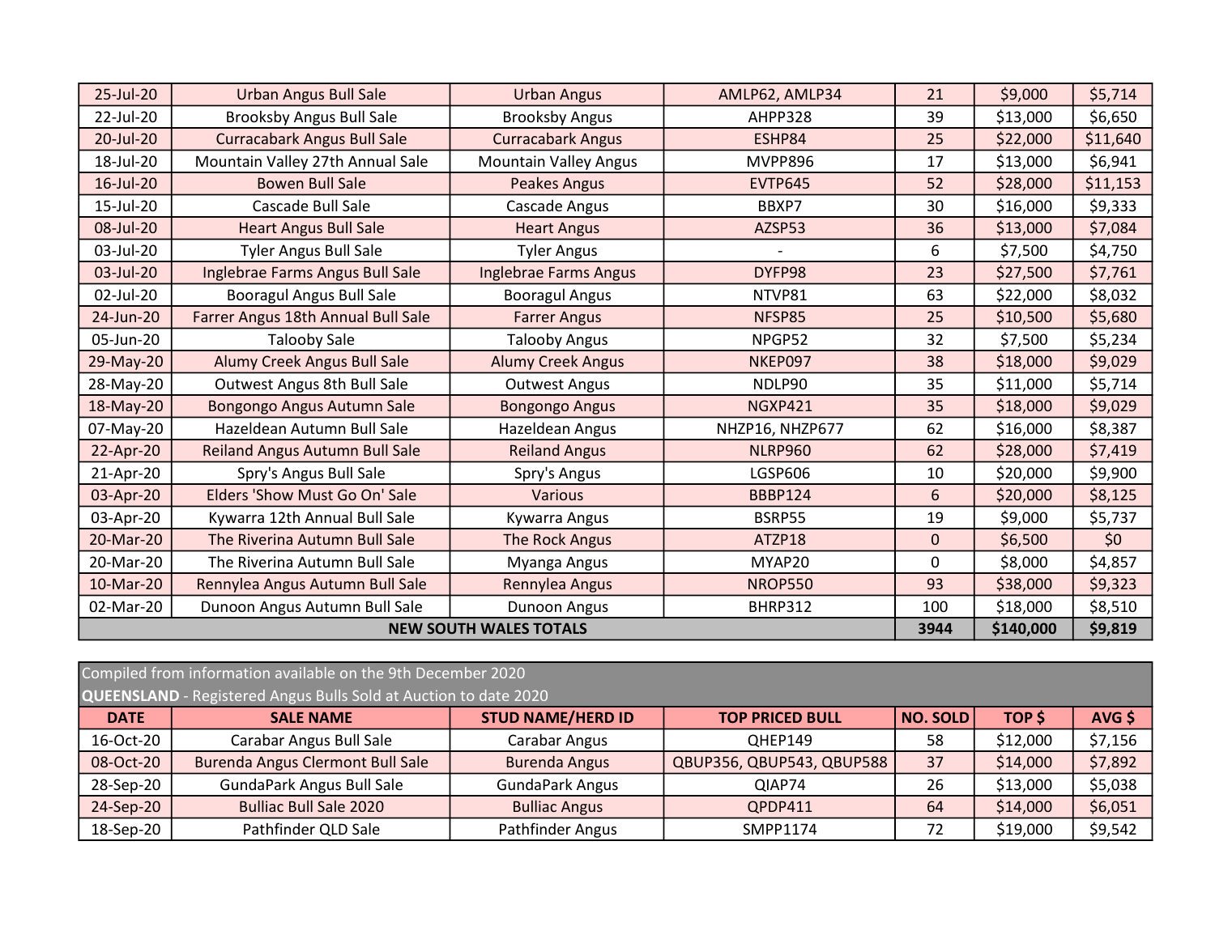| | | | | | | |
|---|---|---|---|---|---|---|
| 25-Jul-20 | Urban Angus Bull Sale | Urban Angus | AMLP62, AMLP34 | 21 | $9,000 | $5,714 |
| 22-Jul-20 | Brooksby Angus Bull Sale | Brooksby Angus | AHPP328 | 39 | $13,000 | $6,650 |
| 20-Jul-20 | Curracabark Angus Bull Sale | Curracabark Angus | ESHP84 | 25 | $22,000 | $11,640 |
| 18-Jul-20 | Mountain Valley 27th Annual Sale | Mountain Valley Angus | MVPP896 | 17 | $13,000 | $6,941 |
| 16-Jul-20 | Bowen Bull Sale | Peakes Angus | EVTP645 | 52 | $28,000 | $11,153 |
| 15-Jul-20 | Cascade Bull Sale | Cascade Angus | BBXP7 | 30 | $16,000 | $9,333 |
| 08-Jul-20 | Heart Angus Bull Sale | Heart Angus | AZSP53 | 36 | $13,000 | $7,084 |
| 03-Jul-20 | Tyler Angus Bull Sale | Tyler Angus | - | 6 | $7,500 | $4,750 |
| 03-Jul-20 | Inglebrae Farms Angus Bull Sale | Inglebrae Farms Angus | DYFP98 | 23 | $27,500 | $7,761 |
| 02-Jul-20 | Booragul Angus Bull Sale | Booragul Angus | NTVP81 | 63 | $22,000 | $8,032 |
| 24-Jun-20 | Farrer Angus 18th Annual Bull Sale | Farrer Angus | NFSP85 | 25 | $10,500 | $5,680 |
| 05-Jun-20 | Talooby Sale | Talooby Angus | NPGP52 | 32 | $7,500 | $5,234 |
| 29-May-20 | Alumy Creek Angus Bull Sale | Alumy Creek Angus | NKEP097 | 38 | $18,000 | $9,029 |
| 28-May-20 | Outwest Angus 8th Bull Sale | Outwest Angus | NDLP90 | 35 | $11,000 | $5,714 |
| 18-May-20 | Bongongo Angus Autumn Sale | Bongongo Angus | NGXP421 | 35 | $18,000 | $9,029 |
| 07-May-20 | Hazeldean Autumn Bull Sale | Hazeldean Angus | NHZP16, NHZP677 | 62 | $16,000 | $8,387 |
| 22-Apr-20 | Reiland Angus Autumn Bull Sale | Reiland Angus | NLRP960 | 62 | $28,000 | $7,419 |
| 21-Apr-20 | Spry's Angus Bull Sale | Spry's Angus | LGSP606 | 10 | $20,000 | $9,900 |
| 03-Apr-20 | Elders 'Show Must Go On' Sale | Various | BBBP124 | 6 | $20,000 | $8,125 |
| 03-Apr-20 | Kywarra 12th Annual Bull Sale | Kywarra Angus | BSRP55 | 19 | $9,000 | $5,737 |
| 20-Mar-20 | The Riverina Autumn Bull Sale | The Rock Angus | ATZP18 | 0 | $6,500 | $0 |
| 20-Mar-20 | The Riverina Autumn Bull Sale | Myanga Angus | MYAP20 | 0 | $8,000 | $4,857 |
| 10-Mar-20 | Rennylea Angus Autumn Bull Sale | Rennylea Angus | NROP550 | 93 | $38,000 | $9,323 |
| 02-Mar-20 | Dunoon Angus Autumn Bull Sale | Dunoon Angus | BHRP312 | 100 | $18,000 | $8,510 |
| **NEW SOUTH WALES TOTALS** | | | | **3944** | **$140,000** | **$9,819** |

Compiled from information available on the 9th December 2020

**QUEENSLAND** - Registered Angus Bulls Sold at Auction to date 2020

| DATE | SALE NAME | STUD NAME/HERD ID | TOP PRICED BULL | NO. SOLD | TOP $ | AVG $ |
|---|---|---|---|---|---|---|
| 16-Oct-20 | Carabar Angus Bull Sale | Carabar Angus | QHEP149 | 58 | $12,000 | $7,156 |
| 08-Oct-20 | Burenda Angus Clermont Bull Sale | Burenda Angus | QBUP356, QBUP543, QBUP588 | 37 | $14,000 | $7,892 |
| 28-Sep-20 | GundaPark Angus Bull Sale | GundaPark Angus | QIAP74 | 26 | $13,000 | $5,038 |
| 24-Sep-20 | Bulliac Bull Sale 2020 | Bulliac Angus | QPDP411 | 64 | $14,000 | $6,051 |
| 18-Sep-20 | Pathfinder QLD Sale | Pathfinder Angus | SMPP1174 | 72 | $19,000 | $9,542 |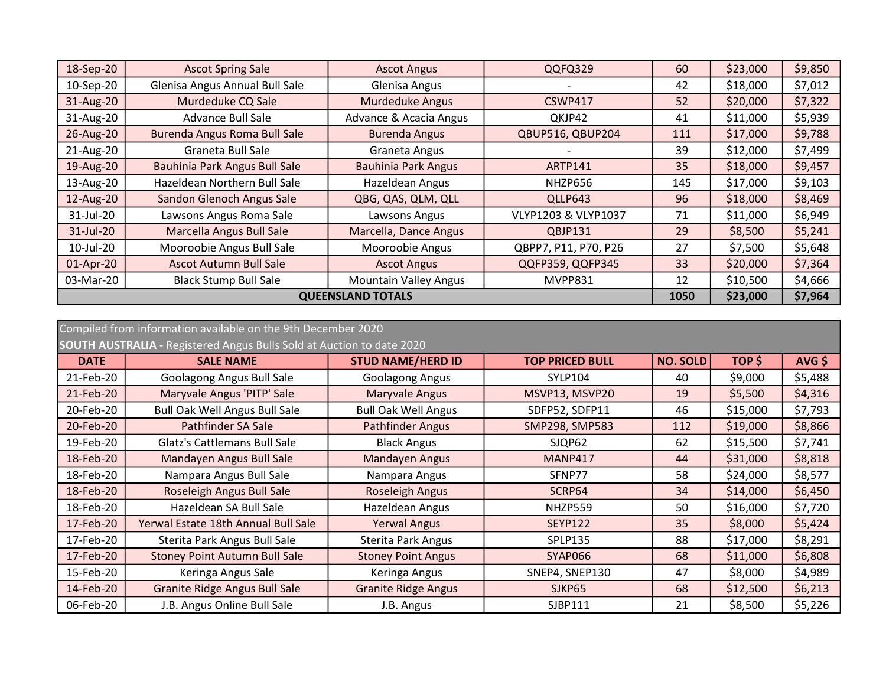| | | | | | | |
|---|---|---|---|---|---|---|
| 18-Sep-20 | Ascot Spring Sale | Ascot Angus | QQFQ329 | 60 | $23,000 | $9,850 |
| 10-Sep-20 | Glenisa Angus Annual Bull Sale | Glenisa Angus | - | 42 | $18,000 | $7,012 |
| 31-Aug-20 | Murdeduke CQ Sale | Murdeduke Angus | CSWP417 | 52 | $20,000 | $7,322 |
| 31-Aug-20 | Advance Bull Sale | Advance & Acacia Angus | QKJP42 | 41 | $11,000 | $5,939 |
| 26-Aug-20 | Burenda Angus Roma Bull Sale | Burenda Angus | QBUP516, QBUP204 | 111 | $17,000 | $9,788 |
| 21-Aug-20 | Graneta Bull Sale | Graneta Angus | - | 39 | $12,000 | $7,499 |
| 19-Aug-20 | Bauhinia Park Angus Bull Sale | Bauhinia Park Angus | ARTP141 | 35 | $18,000 | $9,457 |
| 13-Aug-20 | Hazeldean Northern Bull Sale | Hazeldean Angus | NHZP656 | 145 | $17,000 | $9,103 |
| 12-Aug-20 | Sandon Glenoch Angus Sale | QBG, QAS, QLM, QLL | QLLP643 | 96 | $18,000 | $8,469 |
| 31-Jul-20 | Lawsons Angus Roma Sale | Lawsons Angus | VLYP1203 & VLYP1037 | 71 | $11,000 | $6,949 |
| 31-Jul-20 | Marcella Angus Bull Sale | Marcella, Dance Angus | QBJP131 | 29 | $8,500 | $5,241 |
| 10-Jul-20 | Mooroobie Angus Bull Sale | Mooroobie Angus | QBPP7, P11, P70, P26 | 27 | $7,500 | $5,648 |
| 01-Apr-20 | Ascot Autumn Bull Sale | Ascot Angus | QQFP359, QQFP345 | 33 | $20,000 | $7,364 |
| 03-Mar-20 | Black Stump Bull Sale | Mountain Valley Angus | MVPP831 | 12 | $10,500 | $4,666 |
| **QUEENSLAND TOTALS** | | | | **1050** | **$23,000** | **$7,964** |

Compiled from information available on the 9th December 2020

**SOUTH AUSTRALIA** - Registered Angus Bulls Sold at Auction to date 2020

| DATE | SALE NAME | STUD NAME/HERD ID | TOP PRICED BULL | NO. SOLD | TOP $ | AVG $ |
|---|---|---|---|---|---|---|
| 21-Feb-20 | Goolagong Angus Bull Sale | Goolagong Angus | SYLP104 | 40 | $9,000 | $5,488 |
| 21-Feb-20 | Maryvale Angus 'PITP' Sale | Maryvale Angus | MSVP13, MSVP20 | 19 | $5,500 | $4,316 |
| 20-Feb-20 | Bull Oak Well Angus Bull Sale | Bull Oak Well Angus | SDFP52, SDFP11 | 46 | $15,000 | $7,793 |
| 20-Feb-20 | Pathfinder SA Sale | Pathfinder Angus | SMP298, SMP583 | 112 | $19,000 | $8,866 |
| 19-Feb-20 | Glatz's Cattlemans Bull Sale | Black Angus | SJQP62 | 62 | $15,500 | $7,741 |
| 18-Feb-20 | Mandayen Angus Bull Sale | Mandayen Angus | MANP417 | 44 | $31,000 | $8,818 |
| 18-Feb-20 | Nampara Angus Bull Sale | Nampara Angus | SFNP77 | 58 | $24,000 | $8,577 |
| 18-Feb-20 | Roseleigh Angus Bull Sale | Roseleigh Angus | SCRP64 | 34 | $14,000 | $6,450 |
| 18-Feb-20 | Hazeldean SA Bull Sale | Hazeldean Angus | NHZP559 | 50 | $16,000 | $7,720 |
| 17-Feb-20 | Yerwal Estate 18th Annual Bull Sale | Yerwal Angus | SEYP122 | 35 | $8,000 | $5,424 |
| 17-Feb-20 | Sterita Park Angus Bull Sale | Sterita Park Angus | SPLP135 | 88 | $17,000 | $8,291 |
| 17-Feb-20 | Stoney Point Autumn Bull Sale | Stoney Point Angus | SYAP066 | 68 | $11,000 | $6,808 |
| 15-Feb-20 | Keringa Angus Sale | Keringa Angus | SNEP4, SNEP130 | 47 | $8,000 | $4,989 |
| 14-Feb-20 | Granite Ridge Angus Bull Sale | Granite Ridge Angus | SJKP65 | 68 | $12,500 | $6,213 |
| 06-Feb-20 | J.B. Angus Online Bull Sale | J.B. Angus | SJBP111 | 21 | $8,500 | $5,226 |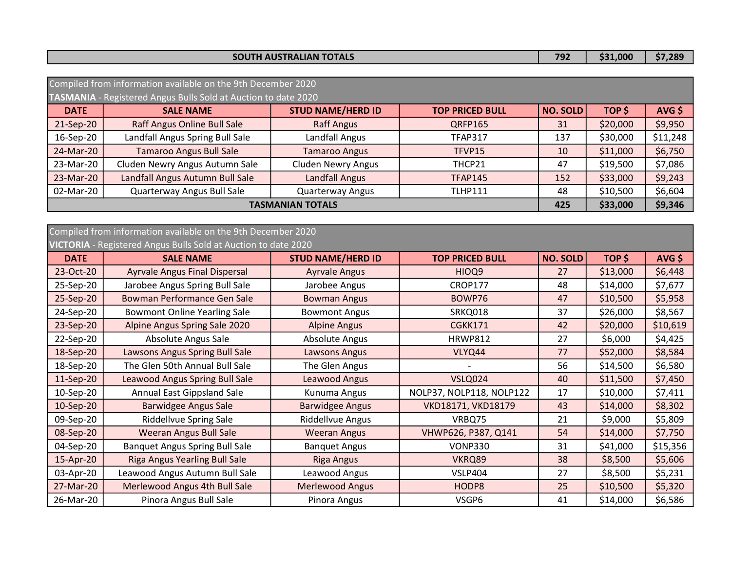| SOUTH AUSTRALIAN TOTALS | | | | 792 | $31,000 | $7,289 |
|---|---|---|---|---|---|---|

Compiled from information available on the 9th December 2020

**TASMANIA** - Registered Angus Bulls Sold at Auction to date 2020

| DATE | SALE NAME | STUD NAME/HERD ID | TOP PRICED BULL | NO. SOLD | TOP $ | AVG $ |
|---|---|---|---|---|---|---|
| 21-Sep-20 | Raff Angus Online Bull Sale | Raff Angus | QRFP165 | 31 | $20,000 | $9,950 |
| 16-Sep-20 | Landfall Angus Spring Bull Sale | Landfall Angus | TFAP317 | 137 | $30,000 | $11,248 |
| 24-Mar-20 | Tamaroo Angus Bull Sale | Tamaroo Angus | TFVP15 | 10 | $11,000 | $6,750 |
| 23-Mar-20 | Cluden Newry Angus Autumn Sale | Cluden Newry Angus | THCP21 | 47 | $19,500 | $7,086 |
| 23-Mar-20 | Landfall Angus Autumn Bull Sale | Landfall Angus | TFAP145 | 152 | $33,000 | $9,243 |
| 02-Mar-20 | Quarterway Angus Bull Sale | Quarterway Angus | TLHP111 | 48 | $10,500 | $6,604 |
| **TASMANIAN TOTALS** | | | | **425** | **$33,000** | **$9,346** |

Compiled from information available on the 9th December 2020

**VICTORIA** - Registered Angus Bulls Sold at Auction to date 2020

| DATE | SALE NAME | STUD NAME/HERD ID | TOP PRICED BULL | NO. SOLD | TOP $ | AVG $ |
|---|---|---|---|---|---|---|
| 23-Oct-20 | Ayrvale Angus Final Dispersal | Ayrvale Angus | HIOQ9 | 27 | $13,000 | $6,448 |
| 25-Sep-20 | Jarobee Angus Spring Bull Sale | Jarobee Angus | CROP177 | 48 | $14,000 | $7,677 |
| 25-Sep-20 | Bowman Performance Gen Sale | Bowman Angus | BOWP76 | 47 | $10,500 | $5,958 |
| 24-Sep-20 | Bowmont Online Yearling Sale | Bowmont Angus | SRKQ018 | 37 | $26,000 | $8,567 |
| 23-Sep-20 | Alpine Angus Spring Sale 2020 | Alpine Angus | CGKK171 | 42 | $20,000 | $10,619 |
| 22-Sep-20 | Absolute Angus Sale | Absolute Angus | HRWP812 | 27 | $6,000 | $4,425 |
| 18-Sep-20 | Lawsons Angus Spring Bull Sale | Lawsons Angus | VLYQ44 | 77 | $52,000 | $8,584 |
| 18-Sep-20 | The Glen 50th Annual Bull Sale | The Glen Angus | - | 56 | $14,500 | $6,580 |
| 11-Sep-20 | Leawood Angus Spring Bull Sale | Leawood Angus | VSLQ024 | 40 | $11,500 | $7,450 |
| 10-Sep-20 | Annual East Gippsland Sale | Kunuma Angus | NOLP37, NOLP118, NOLP122 | 17 | $10,000 | $7,411 |
| 10-Sep-20 | Barwidgee Angus Sale | Barwidgee Angus | VKD18171, VKD18179 | 43 | $14,000 | $8,302 |
| 09-Sep-20 | Riddellvue Spring Sale | Riddellvue Angus | VRBQ75 | 21 | $9,000 | $5,809 |
| 08-Sep-20 | Weeran Angus Bull Sale | Weeran Angus | VHWP626, P387, Q141 | 54 | $14,000 | $7,750 |
| 04-Sep-20 | Banquet Angus Spring Bull Sale | Banquet Angus | VONP330 | 31 | $41,000 | $15,356 |
| 15-Apr-20 | Riga Angus Yearling Bull Sale | Riga Angus | VKRQ89 | 38 | $8,500 | $5,606 |
| 03-Apr-20 | Leawood Angus Autumn Bull Sale | Leawood Angus | VSLP404 | 27 | $8,500 | $5,231 |
| 27-Mar-20 | Merlewood Angus 4th Bull Sale | Merlewood Angus | HODP8 | 25 | $10,500 | $5,320 |
| 26-Mar-20 | Pinora Angus Bull Sale | Pinora Angus | VSGP6 | 41 | $14,000 | $6,586 |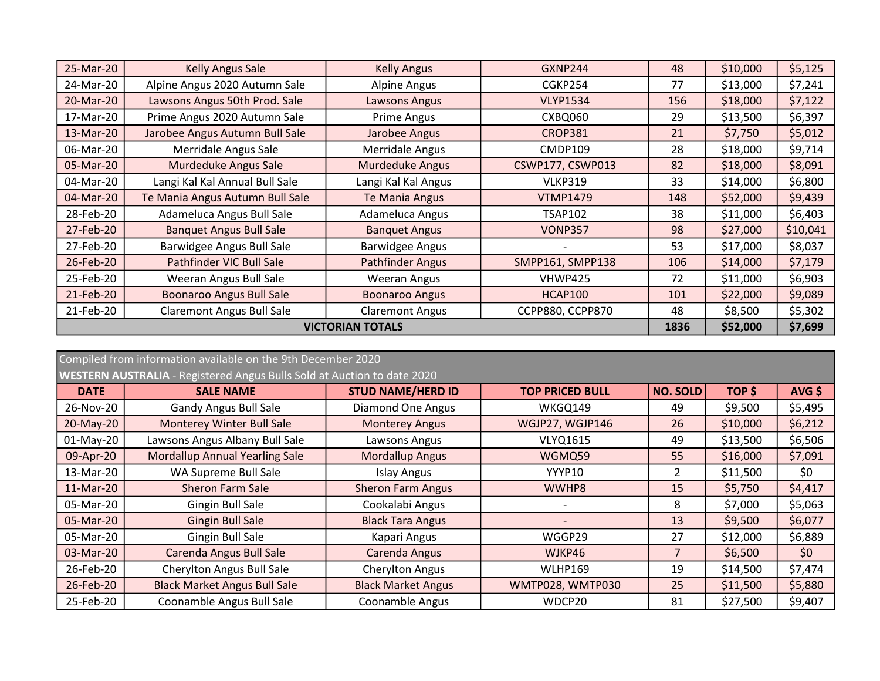| 25-Mar-20 | Kelly Angus Sale | Kelly Angus | GXNP244 | 48 | $10,000 | $5,125 |
|---|---|---|---|---|---|---|
| 24-Mar-20 | Alpine Angus 2020 Autumn Sale | Alpine Angus | CGKP254 | 77 | $13,000 | $7,241 |
| 20-Mar-20 | Lawsons Angus 50th Prod. Sale | Lawsons Angus | VLYP1534 | 156 | $18,000 | $7,122 |
| 17-Mar-20 | Prime Angus 2020 Autumn Sale | Prime Angus | CXBQ060 | 29 | $13,500 | $6,397 |
| 13-Mar-20 | Jarobee Angus Autumn Bull Sale | Jarobee Angus | CROP381 | 21 | $7,750 | $5,012 |
| 06-Mar-20 | Merridale Angus Sale | Merridale Angus | CMDP109 | 28 | $18,000 | $9,714 |
| 05-Mar-20 | Murdeduke Angus Sale | Murdeduke Angus | CSWP177, CSWP013 | 82 | $18,000 | $8,091 |
| 04-Mar-20 | Langi Kal Kal Annual Bull Sale | Langi Kal Kal Angus | VLKP319 | 33 | $14,000 | $6,800 |
| 04-Mar-20 | Te Mania Angus Autumn Bull Sale | Te Mania Angus | VTMP1479 | 148 | $52,000 | $9,439 |
| 28-Feb-20 | Adameluca Angus Bull Sale | Adameluca Angus | TSAP102 | 38 | $11,000 | $6,403 |
| 27-Feb-20 | Banquet Angus Bull Sale | Banquet Angus | VONP357 | 98 | $27,000 | $10,041 |
| 27-Feb-20 | Barwidgee Angus Bull Sale | Barwidgee Angus | - | 53 | $17,000 | $8,037 |
| 26-Feb-20 | Pathfinder VIC Bull Sale | Pathfinder Angus | SMPP161, SMPP138 | 106 | $14,000 | $7,179 |
| 25-Feb-20 | Weeran Angus Bull Sale | Weeran Angus | VHWP425 | 72 | $11,000 | $6,903 |
| 21-Feb-20 | Boonaroo Angus Bull Sale | Boonaroo Angus | HCAP100 | 101 | $22,000 | $9,089 |
| 21-Feb-20 | Claremont Angus Bull Sale | Claremont Angus | CCPP880, CCPP870 | 48 | $8,500 | $5,302 |
| **VICTORIAN TOTALS** | | | | **1836** | **$52,000** | **$7,699** |

Compiled from information available on the 9th December 2020

**WESTERN AUSTRALIA** - Registered Angus Bulls Sold at Auction to date 2020

| DATE | SALE NAME | STUD NAME/HERD ID | TOP PRICED BULL | NO. SOLD | TOP $ | AVG $ |
|---|---|---|---|---|---|---|
| 26-Nov-20 | Gandy Angus Bull Sale | Diamond One Angus | WKGQ149 | 49 | $9,500 | $5,495 |
| 20-May-20 | Monterey Winter Bull Sale | Monterey Angus | WGJP27, WGJP146 | 26 | $10,000 | $6,212 |
| 01-May-20 | Lawsons Angus Albany Bull Sale | Lawsons Angus | VLYQ1615 | 49 | $13,500 | $6,506 |
| 09-Apr-20 | Mordallup Annual Yearling Sale | Mordallup Angus | WGMQ59 | 55 | $16,000 | $7,091 |
| 13-Mar-20 | WA Supreme Bull Sale | Islay Angus | YYYP10 | 2 | $11,500 | $0 |
| 11-Mar-20 | Sheron Farm Sale | Sheron Farm Angus | WWHP8 | 15 | $5,750 | $4,417 |
| 05-Mar-20 | Gingin Bull Sale | Cookalabi Angus | - | 8 | $7,000 | $5,063 |
| 05-Mar-20 | Gingin Bull Sale | Black Tara Angus | - | 13 | $9,500 | $6,077 |
| 05-Mar-20 | Gingin Bull Sale | Kapari Angus | WGGP29 | 27 | $12,000 | $6,889 |
| 03-Mar-20 | Carenda Angus Bull Sale | Carenda Angus | WJKP46 | 7 | $6,500 | $0 |
| 26-Feb-20 | Cherylton Angus Bull Sale | Cherylton Angus | WLHP169 | 19 | $14,500 | $7,474 |
| 26-Feb-20 | Black Market Angus Bull Sale | Black Market Angus | WMTP028, WMTP030 | 25 | $11,500 | $5,880 |
| 25-Feb-20 | Coonamble Angus Bull Sale | Coonamble Angus | WDCP20 | 81 | $27,500 | $9,407 |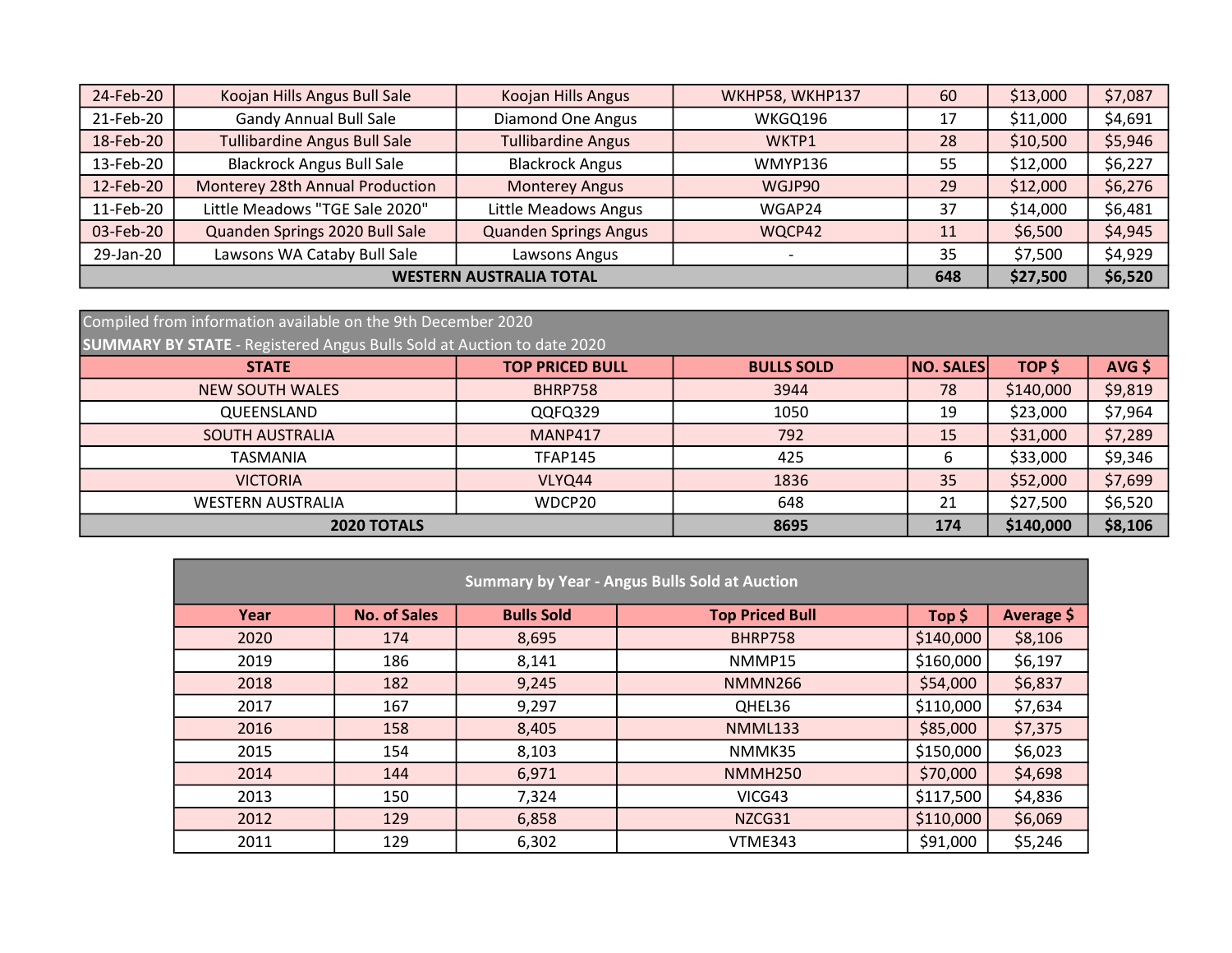| 24-Feb-20 | Koojan Hills Angus Bull Sale | Koojan Hills Angus | WKHP58, WKHP137 | 60 | $13,000 | $7,087 |
|---|---|---|---|---|---|---|
| 21-Feb-20 | Gandy Annual Bull Sale | Diamond One Angus | WKGQ196 | 17 | $11,000 | $4,691 |
| 18-Feb-20 | Tullibardine Angus Bull Sale | Tullibardine Angus | WKTP1 | 28 | $10,500 | $5,946 |
| 13-Feb-20 | Blackrock Angus Bull Sale | Blackrock Angus | WMYP136 | 55 | $12,000 | $6,227 |
| 12-Feb-20 | Monterey 28th Annual Production | Monterey Angus | WGJP90 | 29 | $12,000 | $6,276 |
| 11-Feb-20 | Little Meadows "TGE Sale 2020" | Little Meadows Angus | WGAP24 | 37 | $14,000 | $6,481 |
| 03-Feb-20 | Quanden Springs 2020 Bull Sale | Quanden Springs Angus | WQCP42 | 11 | $6,500 | $4,945 |
| 29-Jan-20 | Lawsons WA Cataby Bull Sale | Lawsons Angus | - | 35 | $7,500 | $4,929 |
| **WESTERN AUSTRALIA TOTAL** | | | | **648** | **$27,500** | **$6,520** |

Compiled from information available on the 9th December 2020

**SUMMARY BY STATE** - Registered Angus Bulls Sold at Auction to date 2020

| STATE | TOP PRICED BULL | BULLS SOLD | NO. SALES | TOP $ | AVG $ |
|---|---|---|---|---|---|
| NEW SOUTH WALES | BHRP758 | 3944 | 78 | $140,000 | $9,819 |
| QUEENSLAND | QQFQ329 | 1050 | 19 | $23,000 | $7,964 |
| SOUTH AUSTRALIA | MANP417 | 792 | 15 | $31,000 | $7,289 |
| TASMANIA | TFAP145 | 425 | 6 | $33,000 | $9,346 |
| VICTORIA | VLYQ44 | 1836 | 35 | $52,000 | $7,699 |
| WESTERN AUSTRALIA | WDCP20 | 648 | 21 | $27,500 | $6,520 |
| **2020 TOTALS** | | **8695** | **174** | **$140,000** | **$8,106** |

**Summary by Year - Angus Bulls Sold at Auction**

| Year | No. of Sales | Bulls Sold | Top Priced Bull | Top $ | Average $ |
|---|---|---|---|---|---|
| 2020 | 174 | 8,695 | BHRP758 | $140,000 | $8,106 |
| 2019 | 186 | 8,141 | NMMP15 | $160,000 | $6,197 |
| 2018 | 182 | 9,245 | NMMN266 | $54,000 | $6,837 |
| 2017 | 167 | 9,297 | QHEL36 | $110,000 | $7,634 |
| 2016 | 158 | 8,405 | NMML133 | $85,000 | $7,375 |
| 2015 | 154 | 8,103 | NMMK35 | $150,000 | $6,023 |
| 2014 | 144 | 6,971 | NMMH250 | $70,000 | $4,698 |
| 2013 | 150 | 7,324 | VICG43 | $117,500 | $4,836 |
| 2012 | 129 | 6,858 | NZCG31 | $110,000 | $6,069 |
| 2011 | 129 | 6,302 | VTME343 | $91,000 | $5,246 |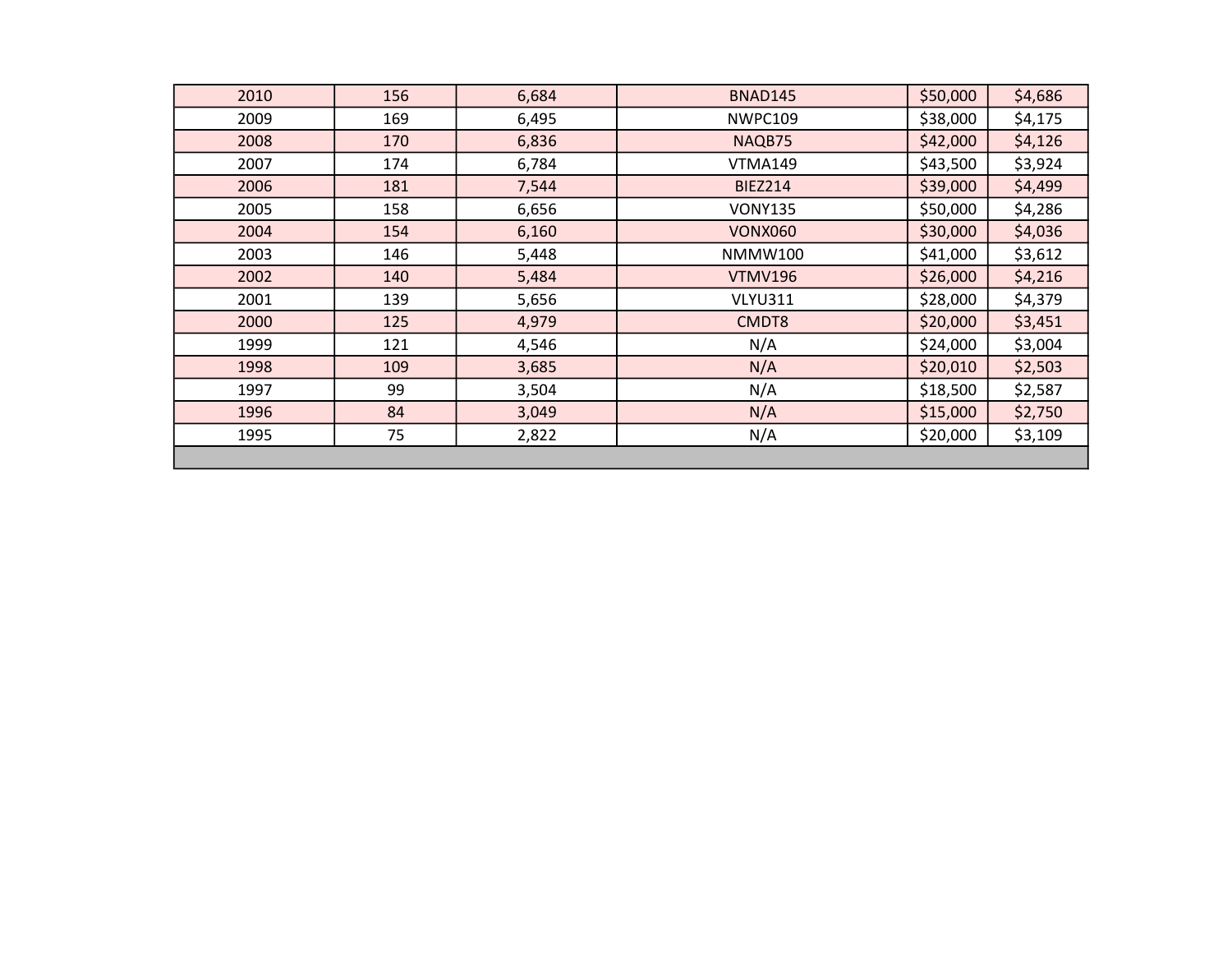| | | | | | |
|---|---|---|---|---|---|
| 2010 | 156 | 6,684 | BNAD145 | $50,000 | $4,686 |
| 2009 | 169 | 6,495 | NWPC109 | $38,000 | $4,175 |
| 2008 | 170 | 6,836 | NAQB75 | $42,000 | $4,126 |
| 2007 | 174 | 6,784 | VTMA149 | $43,500 | $3,924 |
| 2006 | 181 | 7,544 | BIEZ214 | $39,000 | $4,499 |
| 2005 | 158 | 6,656 | VONY135 | $50,000 | $4,286 |
| 2004 | 154 | 6,160 | VONX060 | $30,000 | $4,036 |
| 2003 | 146 | 5,448 | NMMW100 | $41,000 | $3,612 |
| 2002 | 140 | 5,484 | VTMV196 | $26,000 | $4,216 |
| 2001 | 139 | 5,656 | VLYU311 | $28,000 | $4,379 |
| 2000 | 125 | 4,979 | CMDT8 | $20,000 | $3,451 |
| 1999 | 121 | 4,546 | N/A | $24,000 | $3,004 |
| 1998 | 109 | 3,685 | N/A | $20,010 | $2,503 |
| 1997 | 99 | 3,504 | N/A | $18,500 | $2,587 |
| 1996 | 84 | 3,049 | N/A | $15,000 | $2,750 |
| 1995 | 75 | 2,822 | N/A | $20,000 | $3,109 |